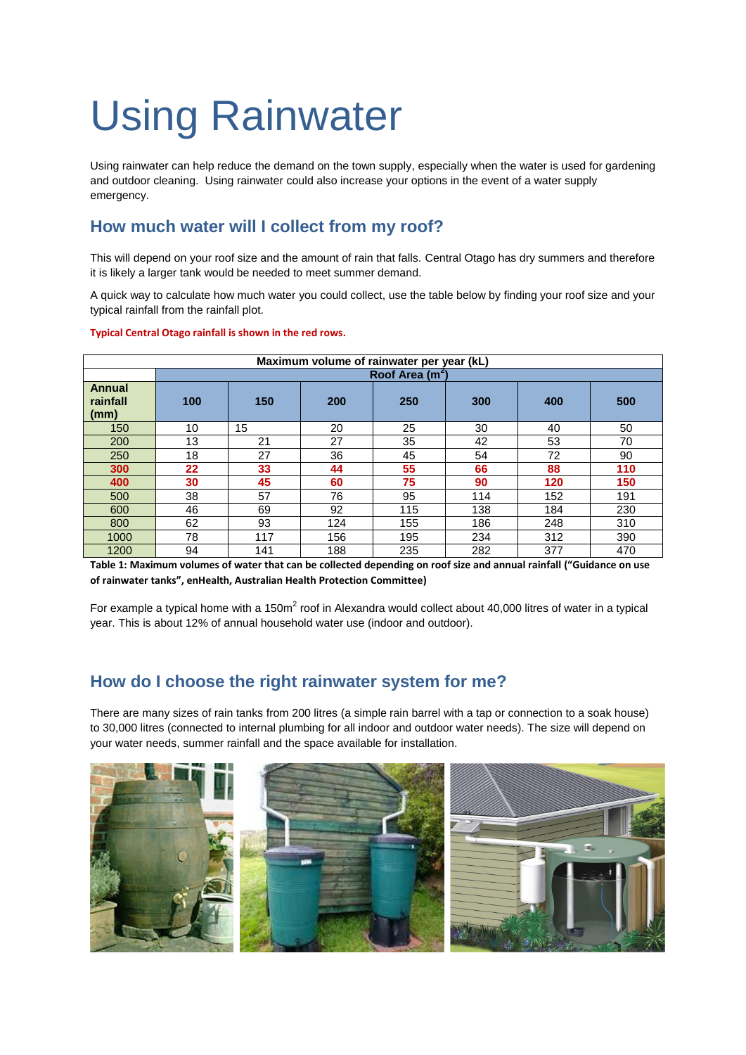# Using Rainwater

Using rainwater can help reduce the demand on the town supply, especially when the water is used for gardening and outdoor cleaning. Using rainwater could also increase your options in the event of a water supply emergency.

## How much water will I collect from my roof?

This will depend on your roof size and the amount of rain that falls. Central Otago has dry summers and therefore it is likely a larger tank would be needed to meet summer demand.

A quick way to calculate how much water you could collect, use the table below by finding your roof size and your typical rainfall from the rainfall plot.

**Typical Central Otago rainfall is shown in the red rows.**

| Maximum volume of rainwater per year (kL) | | | | | | | |
|---|---|---|---|---|---|---|---|
| | Roof Area ($m^2$) | | | | | | |
| **Annual rainfall (mm)** | **100** | **150** | **200** | **250** | **300** | **400** | **500** |
| 150 | 10 | 15 | 20 | 25 | 30 | 40 | 50 |
| 200 | 13 | 21 | 27 | 35 | 42 | 53 | 70 |
| 250 | 18 | 27 | 36 | 45 | 54 | 72 | 90 |
| **300** | **22** | **33** | **44** | **55** | **66** | **88** | **110** |
| **400** | **30** | **45** | **60** | **75** | **90** | **120** | **150** |
| 500 | 38 | 57 | 76 | 95 | 114 | 152 | 191 |
| 600 | 46 | 69 | 92 | 115 | 138 | 184 | 230 |
| 800 | 62 | 93 | 124 | 155 | 186 | 248 | 310 |
| 1000 | 78 | 117 | 156 | 195 | 234 | 312 | 390 |
| 1200 | 94 | 141 | 188 | 235 | 282 | 377 | 470 |

**Table 1: Maximum volumes of water that can be collected depending on roof size and annual rainfall ("Guidance on use of rainwater tanks", enHealth, Australian Health Protection Committee)**

For example a typical home with a 150m$^2$ roof in Alexandra would collect about 40,000 litres of water in a typical year. This is about 12% of annual household water use (indoor and outdoor).

## How do I choose the right rainwater system for me?

There are many sizes of rain tanks from 200 litres (a simple rain barrel with a tap or connection to a soak house) to 30,000 litres (connected to internal plumbing for all indoor and outdoor water needs). The size will depend on your water needs, summer rainfall and the space available for installation.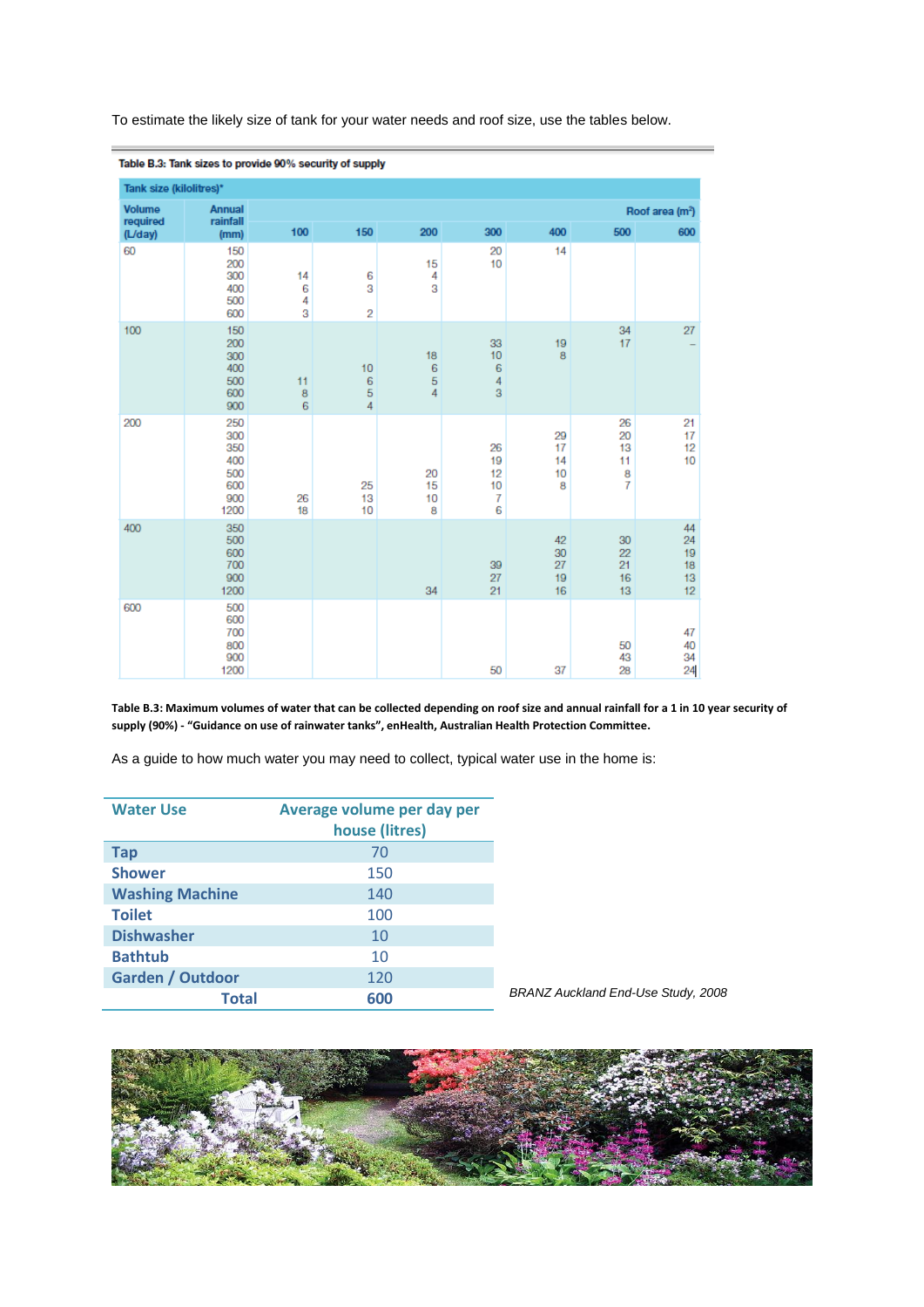To estimate the likely size of tank for your water needs and roof size, use the tables below.

**Table B.3: Tank sizes to provide 90% security of supply**

| Tank size (kilolitres)* | | | | | | | | |
|---|---|---|---|---|---|---|---|---|
| Volume required (L/day) | Annual rainfall (mm) | Roof area ($m^2$) | | | | | | |
| | | 100 | 150 | 200 | 300 | 400 | 500 | 600 |
| 60 | 150 | | | | 20 | 14 | | |
| | 200 | | | 15 | 10 | | | |
| | 300 | 14 | 6 | 4 | | | | |
| | 400 | 6 | 3 | 3 | | | | |
| | 500 | 4 | | | | | | |
| | 600 | 3 | 2 | | | | | |
| 100 | 150 | | | | | | 34 | 27 |
| | 200 | | | | 33 | 19 | 17 | – |
| | 300 | | | 18 | 10 | 8 | | |
| | 400 | | 10 | 6 | 6 | | | |
| | 500 | 11 | 6 | 5 | 4 | | | |
| | 600 | 8 | 5 | 4 | 3 | | | |
| | 900 | 6 | 4 | | | | | |
| 200 | 250 | | | | | | 26 | 21 |
| | 300 | | | | | 29 | 20 | 17 |
| | 350 | | | | 26 | 17 | 13 | 12 |
| | 400 | | | | 19 | 14 | 11 | 10 |
| | 500 | | | 20 | 12 | 10 | 8 | |
| | 600 | | 25 | 15 | 10 | 8 | 7 | |
| | 900 | 26 | 13 | 10 | 7 | | | |
| | 1200 | 18 | 10 | 8 | 6 | | | |
| 400 | 350 | | | | | | | 44 |
| | 500 | | | | | 42 | 30 | 24 |
| | 600 | | | | | 30 | 22 | 19 |
| | 700 | | | | 39 | 27 | 21 | 18 |
| | 900 | | | | 27 | 19 | 16 | 13 |
| | 1200 | | | 34 | 21 | 16 | 13 | 12 |
| 600 | 500 | | | | | | | |
| | 600 | | | | | | | |
| | 700 | | | | | | | 47 |
| | 800 | | | | | | 50 | 40 |
| | 900 | | | | | | 43 | 34 |
| | 1200 | | | | 50 | 37 | 28 | 24 |

**Table B.3: Maximum volumes of water that can be collected depending on roof size and annual rainfall for a 1 in 10 year security of supply (90%) - "Guidance on use of rainwater tanks", enHealth, Australian Health Protection Committee.**

As a guide to how much water you may need to collect, typical water use in the home is:

| Water Use | Average volume per day per house (litres) |
|---|---|
| Tap | 70 |
| Shower | 150 |
| Washing Machine | 140 |
| Toilet | 100 |
| Dishwasher | 10 |
| Bathtub | 10 |
| Garden / Outdoor | 120 |
| **Total** | **600** |

*BRANZ Auckland End-Use Study, 2008*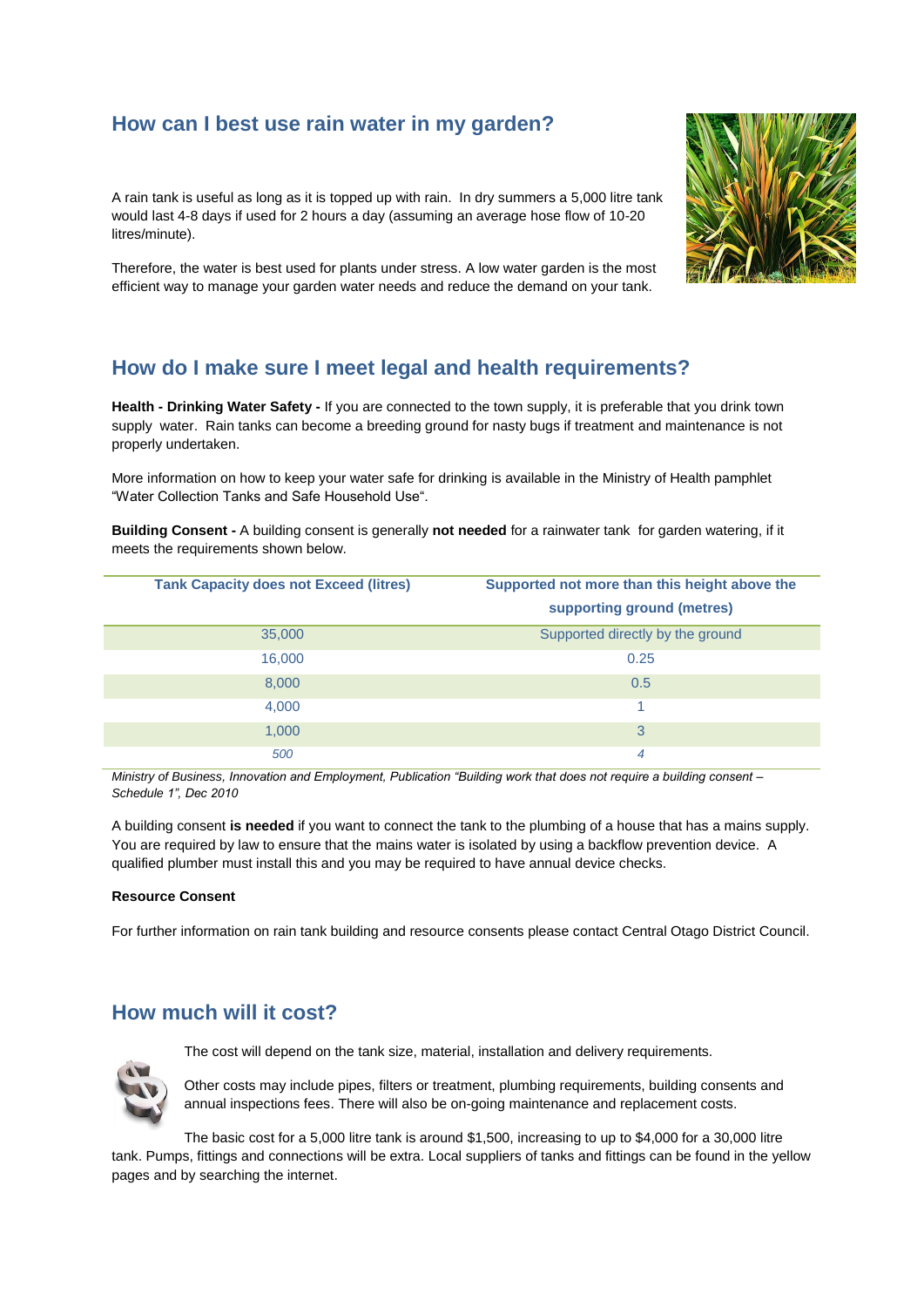## How can I best use rain water in my garden?

A rain tank is useful as long as it is topped up with rain. In dry summers a 5,000 litre tank would last 4-8 days if used for 2 hours a day (assuming an average hose flow of 10-20 litres/minute).

Therefore, the water is best used for plants under stress. A low water garden is the most efficient way to manage your garden water needs and reduce the demand on your tank.

## How do I make sure I meet legal and health requirements?

**Health - Drinking Water Safety -** If you are connected to the town supply, it is preferable that you drink town supply water. Rain tanks can become a breeding ground for nasty bugs if treatment and maintenance is not properly undertaken.

More information on how to keep your water safe for drinking is available in the Ministry of Health pamphlet "Water Collection Tanks and Safe Household Use".

**Building Consent -** A building consent is generally **not needed** for a rainwater tank for garden watering, if it meets the requirements shown below.

| Tank Capacity does not Exceed (litres) | Supported not more than this height above the supporting ground (metres) |
|---|---|
| 35,000 | Supported directly by the ground |
| 16,000 | 0.25 |
| 8,000 | 0.5 |
| 4,000 | 1 |
| 1,000 | 3 |
| *500* | *4* |

*Ministry of Business, Innovation and Employment, Publication "Building work that does not require a building consent – Schedule 1", Dec 2010*

A building consent **is needed** if you want to connect the tank to the plumbing of a house that has a mains supply. You are required by law to ensure that the mains water is isolated by using a backflow prevention device. A qualified plumber must install this and you may be required to have annual device checks.

**Resource Consent**

For further information on rain tank building and resource consents please contact Central Otago District Council.

## How much will it cost?

The cost will depend on the tank size, material, installation and delivery requirements.

Other costs may include pipes, filters or treatment, plumbing requirements, building consents and annual inspections fees. There will also be on-going maintenance and replacement costs.

The basic cost for a 5,000 litre tank is around $1,500, increasing to up to $4,000 for a 30,000 litre tank. Pumps, fittings and connections will be extra. Local suppliers of tanks and fittings can be found in the yellow pages and by searching the internet.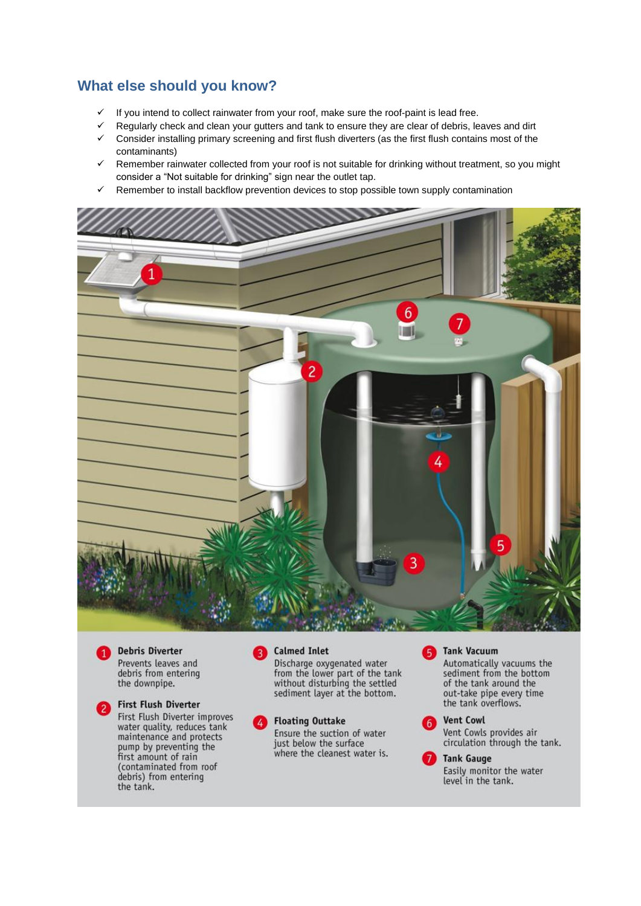## What else should you know?

- ✓ If you intend to collect rainwater from your roof, make sure the roof-paint is lead free.
- ✓ Regularly check and clean your gutters and tank to ensure they are clear of debris, leaves and dirt
- ✓ Consider installing primary screening and first flush diverters (as the first flush contains most of the contaminants)
- ✓ Remember rainwater collected from your roof is not suitable for drinking without treatment, so you might consider a "Not suitable for drinking" sign near the outlet tap.
- ✓ Remember to install backflow prevention devices to stop possible town supply contamination

1 **Debris Diverter**
Prevents leaves and debris from entering the downpipe.

2 **First Flush Diverter**
First Flush Diverter improves water quality, reduces tank maintenance and protects pump by preventing the first amount of rain (contaminated from roof debris) from entering the tank.

3 **Calmed Inlet**
Discharge oxygenated water from the lower part of the tank without disturbing the settled sediment layer at the bottom.

4 **Floating Outtake**
Ensure the suction of water just below the surface where the cleanest water is.

5 **Tank Vacuum**
Automatically vacuums the sediment from the bottom of the tank around the out-take pipe every time the tank overflows.

6 **Vent Cowl**
Vent Cowls provides air circulation through the tank.

7 **Tank Gauge**
Easily monitor the water level in the tank.